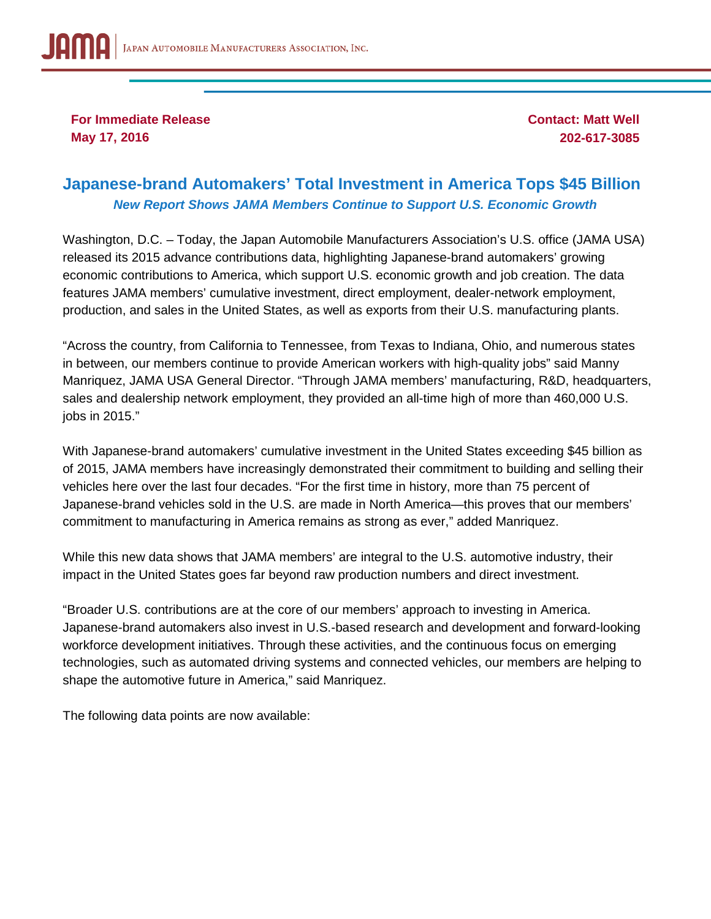JAMA | Japan Automobile Manufacturers Association, Inc.

**For Immediate Release**
**May 17, 2016**

**Contact: Matt Well**
**202-617-3085**

# Japanese-brand Automakers' Total Investment in America Tops $45 Billion

***New Report Shows JAMA Members Continue to Support U.S. Economic Growth***

Washington, D.C. – Today, the Japan Automobile Manufacturers Association's U.S. office (JAMA USA) released its 2015 advance contributions data, highlighting Japanese-brand automakers' growing economic contributions to America, which support U.S. economic growth and job creation. The data features JAMA members' cumulative investment, direct employment, dealer-network employment, production, and sales in the United States, as well as exports from their U.S. manufacturing plants.

"Across the country, from California to Tennessee, from Texas to Indiana, Ohio, and numerous states in between, our members continue to provide American workers with high-quality jobs" said Manny Manriquez, JAMA USA General Director. "Through JAMA members' manufacturing, R&D, headquarters, sales and dealership network employment, they provided an all-time high of more than 460,000 U.S. jobs in 2015."

With Japanese-brand automakers' cumulative investment in the United States exceeding $45 billion as of 2015, JAMA members have increasingly demonstrated their commitment to building and selling their vehicles here over the last four decades. "For the first time in history, more than 75 percent of Japanese-brand vehicles sold in the U.S. are made in North America—this proves that our members' commitment to manufacturing in America remains as strong as ever," added Manriquez.

While this new data shows that JAMA members' are integral to the U.S. automotive industry, their impact in the United States goes far beyond raw production numbers and direct investment.

"Broader U.S. contributions are at the core of our members' approach to investing in America. Japanese-brand automakers also invest in U.S.-based research and development and forward-looking workforce development initiatives. Through these activities, and the continuous focus on emerging technologies, such as automated driving systems and connected vehicles, our members are helping to shape the automotive future in America," said Manriquez.

The following data points are now available: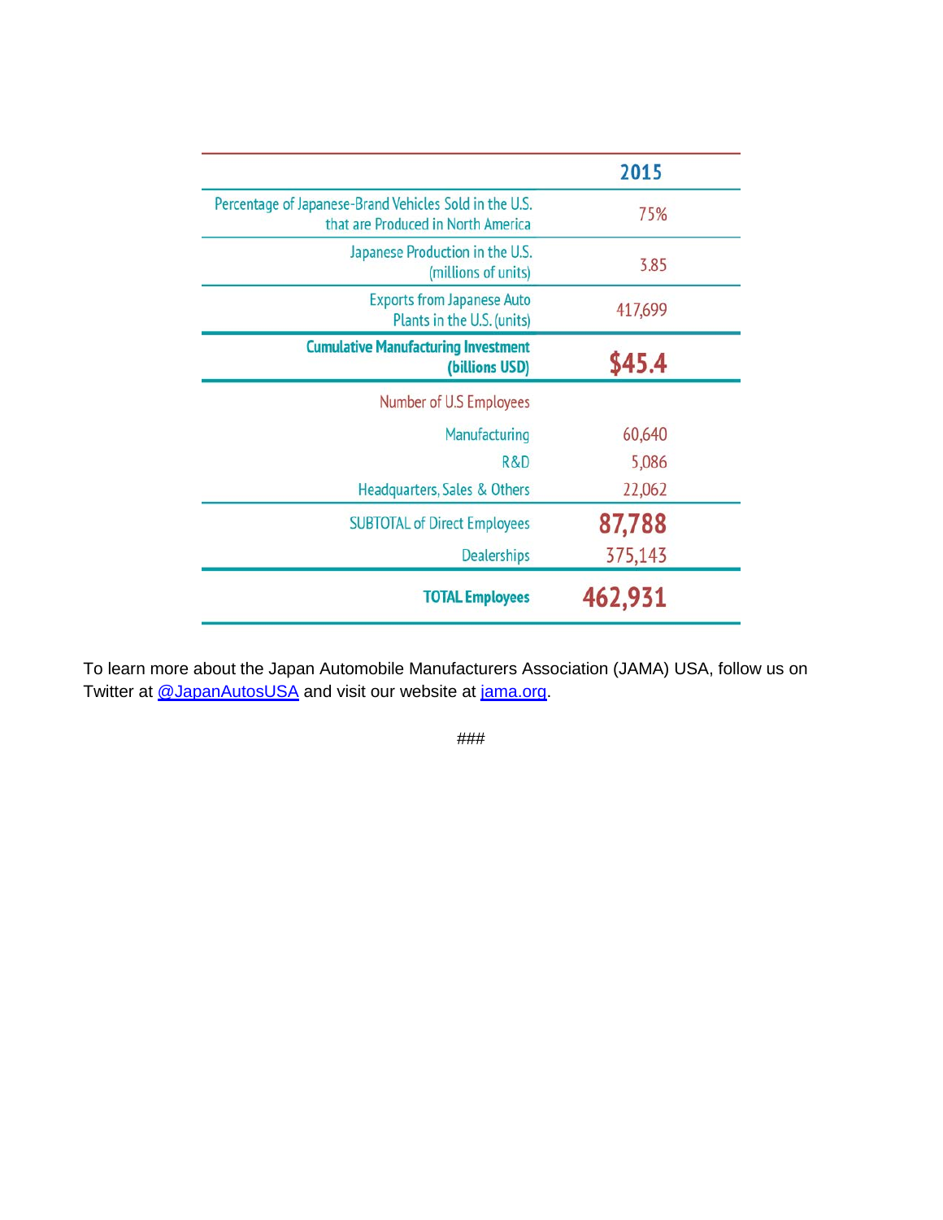| | 2015 |
| --- | --- |
| Percentage of Japanese-Brand Vehicles Sold in the U.S. that are Produced in North America | 75% |
| Japanese Production in the U.S. (millions of units) | 3.85 |
| Exports from Japanese Auto Plants in the U.S. (units) | 417,699 |
| **Cumulative Manufacturing Investment (billions USD)** | **$45.4** |
| Number of U.S Employees | |
| Manufacturing | 60,640 |
| R&D | 5,086 |
| Headquarters, Sales & Others | 22,062 |
| SUBTOTAL of Direct Employees | **87,788** |
| Dealerships | 375,143 |
| **TOTAL Employees** | **462,931** |

To learn more about the Japan Automobile Manufacturers Association (JAMA) USA, follow us on Twitter at @JapanAutosUSA and visit our website at jama.org.

###